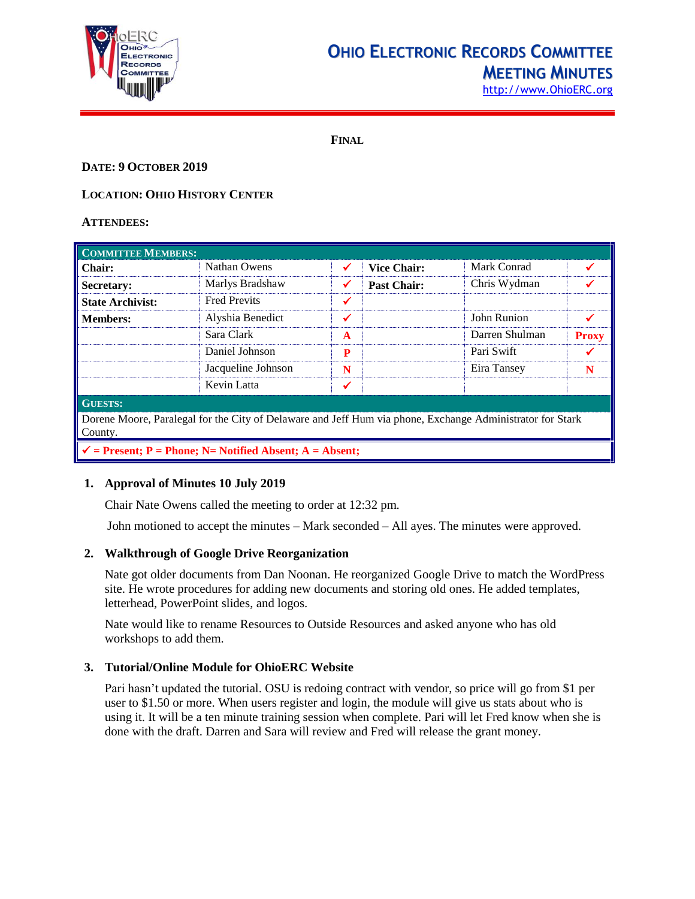# OHIO ELECTRONIC RECORDS COMMITTEE
## MEETING MINUTES

http://www.OhioERC.org

**FINAL**

**DATE: 9 OCTOBER 2019**

**LOCATION: OHIO HISTORY CENTER**

**ATTENDEES:**

| COMMITTEE MEMBERS: | | | | | |
|---|---|---|---|---|---|
| **Chair:** | Nathan Owens | ✓ | **Vice Chair:** | Mark Conrad | ✓ |
| **Secretary:** | Marlys Bradshaw | ✓ | **Past Chair:** | Chris Wydman | ✓ |
| **State Archivist:** | Fred Previts | ✓ | | | |
| **Members:** | Alyshia Benedict | ✓ | | John Runion | ✓ |
| | Sara Clark | A | | Darren Shulman | Proxy |
| | Daniel Johnson | P | | Pari Swift | ✓ |
| | Jacqueline Johnson | N | | Eira Tansey | N |
| | Kevin Latta | ✓ | | | |
| **GUESTS:** | | | | | |
| Dorene Moore, Paralegal for the City of Delaware and Jeff Hum via phone, Exchange Administrator for Stark County. | | | | | |
| ✓ = Present; P = Phone; N= Notified Absent; A = Absent; | | | | | |

### 1. Approval of Minutes 10 July 2019

Chair Nate Owens called the meeting to order at 12:32 pm.

John motioned to accept the minutes – Mark seconded – All ayes. The minutes were approved.

### 2. Walkthrough of Google Drive Reorganization

Nate got older documents from Dan Noonan. He reorganized Google Drive to match the WordPress site. He wrote procedures for adding new documents and storing old ones. He added templates, letterhead, PowerPoint slides, and logos.

Nate would like to rename Resources to Outside Resources and asked anyone who has old workshops to add them.

### 3. Tutorial/Online Module for OhioERC Website

Pari hasn't updated the tutorial. OSU is redoing contract with vendor, so price will go from $1 per user to $1.50 or more. When users register and login, the module will give us stats about who is using it. It will be a ten minute training session when complete. Pari will let Fred know when she is done with the draft. Darren and Sara will review and Fred will release the grant money.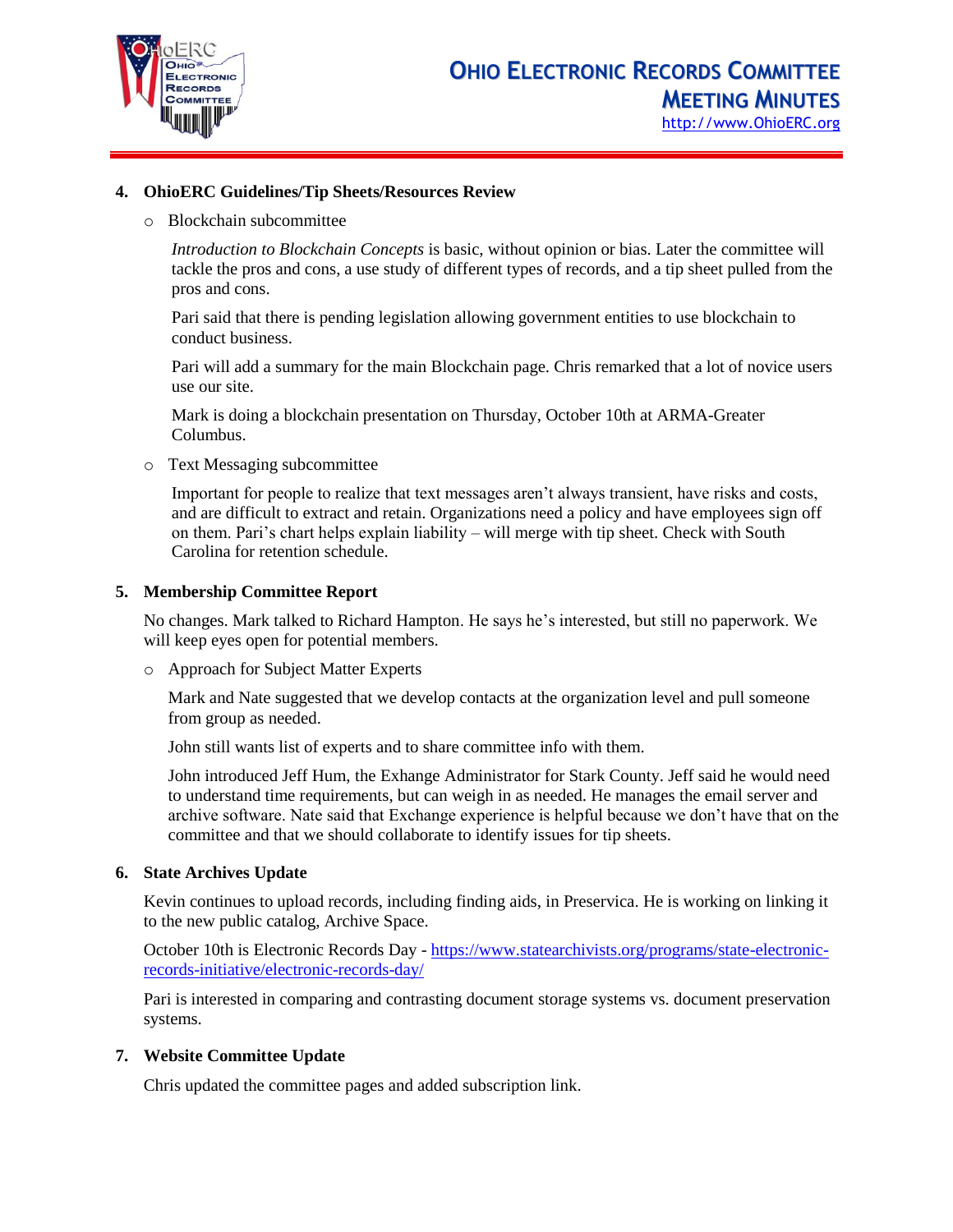4. **OhioERC Guidelines/Tip Sheets/Resources Review**

   - Blockchain subcommittee

     *Introduction to Blockchain Concepts* is basic, without opinion or bias. Later the committee will tackle the pros and cons, a use study of different types of records, and a tip sheet pulled from the pros and cons.

     Pari said that there is pending legislation allowing government entities to use blockchain to conduct business.

     Pari will add a summary for the main Blockchain page. Chris remarked that a lot of novice users use our site.

     Mark is doing a blockchain presentation on Thursday, October 10th at ARMA-Greater Columbus.

   - Text Messaging subcommittee

     Important for people to realize that text messages aren't always transient, have risks and costs, and are difficult to extract and retain. Organizations need a policy and have employees sign off on them. Pari's chart helps explain liability – will merge with tip sheet. Check with South Carolina for retention schedule.

5. **Membership Committee Report**

   No changes. Mark talked to Richard Hampton. He says he's interested, but still no paperwork. We will keep eyes open for potential members.

   - Approach for Subject Matter Experts

     Mark and Nate suggested that we develop contacts at the organization level and pull someone from group as needed.

     John still wants list of experts and to share committee info with them.

     John introduced Jeff Hum, the Exhange Administrator for Stark County. Jeff said he would need to understand time requirements, but can weigh in as needed. He manages the email server and archive software. Nate said that Exchange experience is helpful because we don't have that on the committee and that we should collaborate to identify issues for tip sheets.

6. **State Archives Update**

   Kevin continues to upload records, including finding aids, in Preservica. He is working on linking it to the new public catalog, Archive Space.

   October 10th is Electronic Records Day - [https://www.statearchivists.org/programs/state-electronic-records-initiative/electronic-records-day/](https://www.statearchivists.org/programs/state-electronic-records-initiative/electronic-records-day/)

   Pari is interested in comparing and contrasting document storage systems vs. document preservation systems.

7. **Website Committee Update**

   Chris updated the committee pages and added subscription link.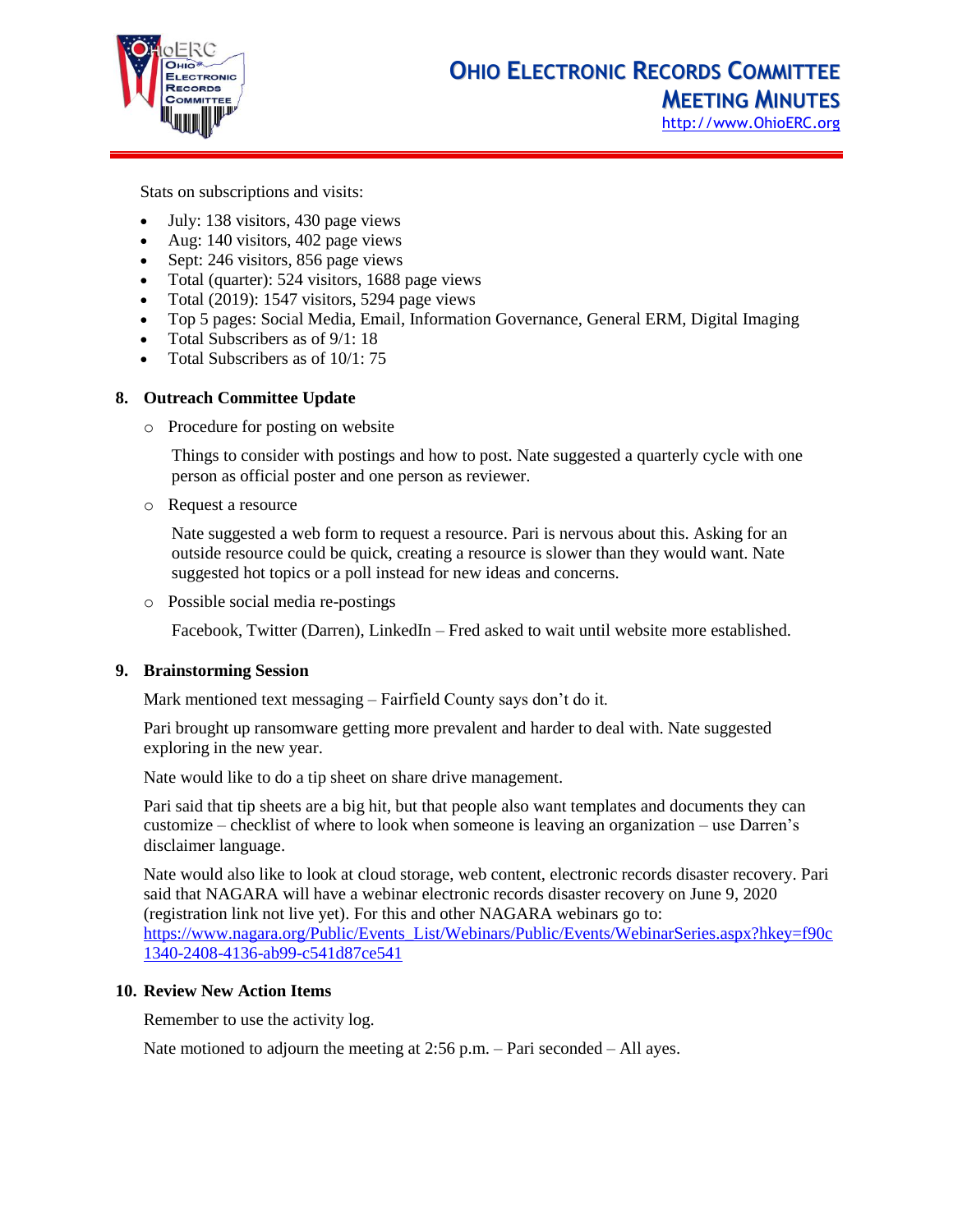Stats on subscriptions and visits:

- July: 138 visitors, 430 page views
- Aug: 140 visitors, 402 page views
- Sept: 246 visitors, 856 page views
- Total (quarter): 524 visitors, 1688 page views
- Total (2019): 1547 visitors, 5294 page views
- Top 5 pages: Social Media, Email, Information Governance, General ERM, Digital Imaging
- Total Subscribers as of 9/1: 18
- Total Subscribers as of 10/1: 75

**8. Outreach Committee Update**

- Procedure for posting on website

  Things to consider with postings and how to post. Nate suggested a quarterly cycle with one person as official poster and one person as reviewer.

- Request a resource

  Nate suggested a web form to request a resource. Pari is nervous about this. Asking for an outside resource could be quick, creating a resource is slower than they would want. Nate suggested hot topics or a poll instead for new ideas and concerns.

- Possible social media re-postings

  Facebook, Twitter (Darren), LinkedIn – Fred asked to wait until website more established.

**9. Brainstorming Session**

Mark mentioned text messaging – Fairfield County says don't do it.

Pari brought up ransomware getting more prevalent and harder to deal with. Nate suggested exploring in the new year.

Nate would like to do a tip sheet on share drive management.

Pari said that tip sheets are a big hit, but that people also want templates and documents they can customize – checklist of where to look when someone is leaving an organization – use Darren's disclaimer language.

Nate would also like to look at cloud storage, web content, electronic records disaster recovery. Pari said that NAGARA will have a webinar electronic records disaster recovery on June 9, 2020 (registration link not live yet). For this and other NAGARA webinars go to: https://www.nagara.org/Public/Events_List/Webinars/Public/Events/WebinarSeries.aspx?hkey=f90c1340-2408-4136-ab99-c541d87ce541

**10. Review New Action Items**

Remember to use the activity log.

Nate motioned to adjourn the meeting at 2:56 p.m. – Pari seconded – All ayes.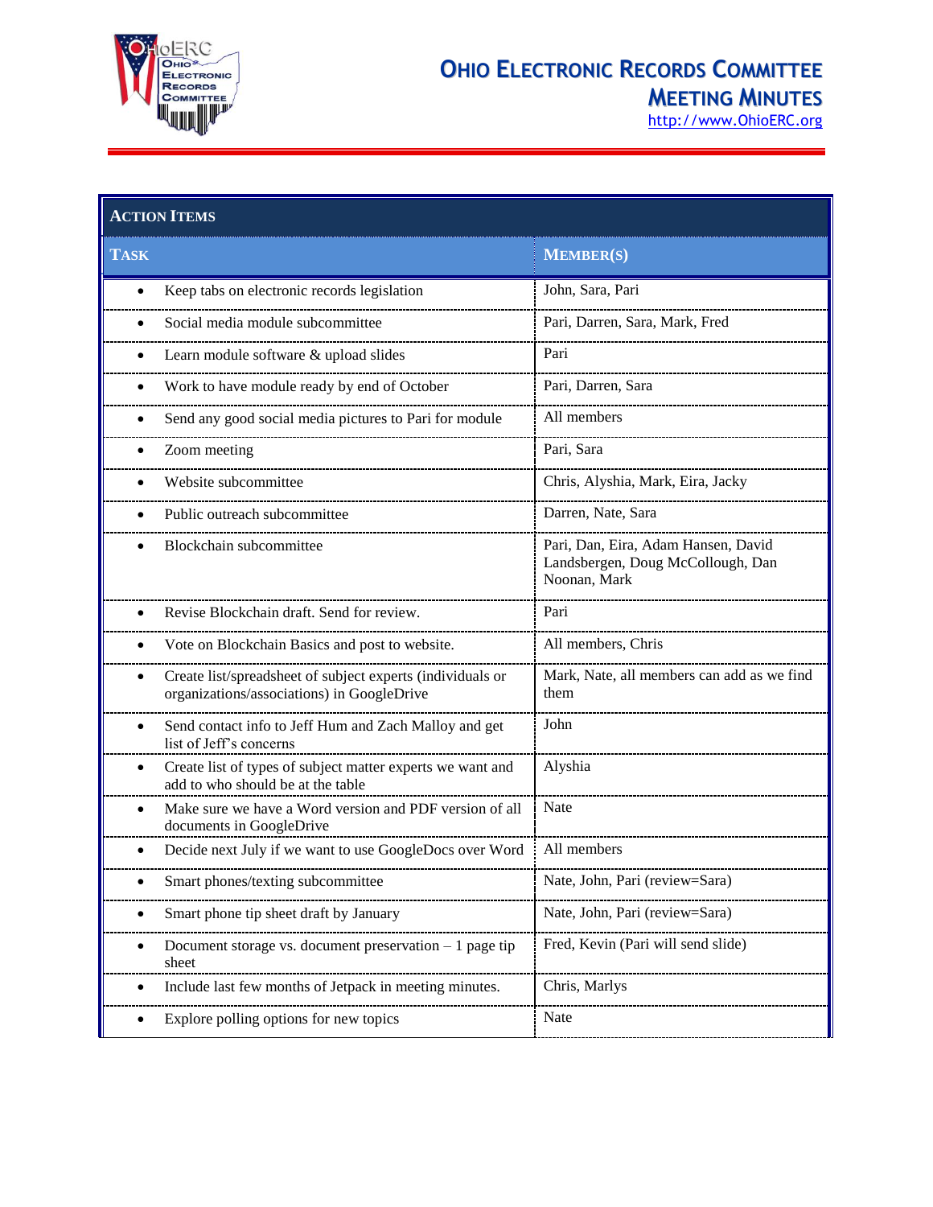# OHIO ELECTRONIC RECORDS COMMITTEE
## MEETING MINUTES

http://www.OhioERC.org

| ACTION ITEMS | |
|---|---|
| **TASK** | **MEMBER(S)** |
| • Keep tabs on electronic records legislation | John, Sara, Pari |
| • Social media module subcommittee | Pari, Darren, Sara, Mark, Fred |
| • Learn module software & upload slides | Pari |
| • Work to have module ready by end of October | Pari, Darren, Sara |
| • Send any good social media pictures to Pari for module | All members |
| • Zoom meeting | Pari, Sara |
| • Website subcommittee | Chris, Alyshia, Mark, Eira, Jacky |
| • Public outreach subcommittee | Darren, Nate, Sara |
| • Blockchain subcommittee | Pari, Dan, Eira, Adam Hansen, David Landsbergen, Doug McCollough, Dan Noonan, Mark |
| • Revise Blockchain draft. Send for review. | Pari |
| • Vote on Blockchain Basics and post to website. | All members, Chris |
| • Create list/spreadsheet of subject experts (individuals or organizations/associations) in GoogleDrive | Mark, Nate, all members can add as we find them |
| • Send contact info to Jeff Hum and Zach Malloy and get list of Jeff's concerns | John |
| • Create list of types of subject matter experts we want and add to who should be at the table | Alyshia |
| • Make sure we have a Word version and PDF version of all documents in GoogleDrive | Nate |
| • Decide next July if we want to use GoogleDocs over Word | All members |
| • Smart phones/texting subcommittee | Nate, John, Pari (review=Sara) |
| • Smart phone tip sheet draft by January | Nate, John, Pari (review=Sara) |
| • Document storage vs. document preservation – 1 page tip sheet | Fred, Kevin (Pari will send slide) |
| • Include last few months of Jetpack in meeting minutes. | Chris, Marlys |
| • Explore polling options for new topics | Nate |